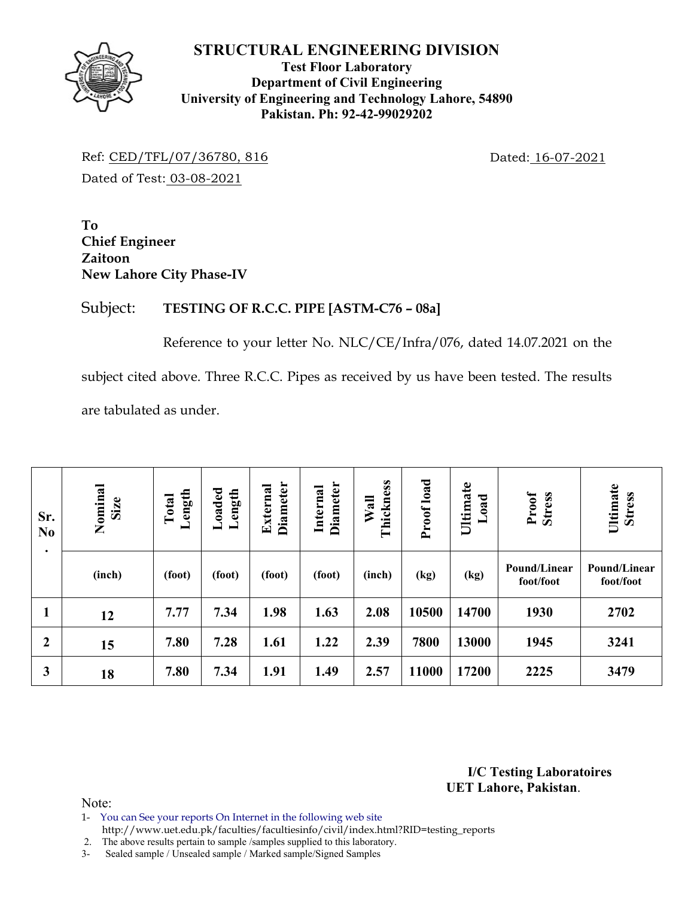# STRUCTURAL ENGINEERING DIVISION

**Test Floor Laboratory**
**Department of Civil Engineering**
**University of Engineering and Technology Lahore, 54890**
**Pakistan. Ph: 92-42-99029202**

Ref: CED/TFL/07/36780, 816 Dated: 16-07-2021

Dated of Test: 03-08-2021

**To**
**Chief Engineer**
**Zaitoon**
**New Lahore City Phase-IV**

Subject: **TESTING OF R.C.C. PIPE [ASTM-C76 – 08a]**

Reference to your letter No. NLC/CE/Infra/076, dated 14.07.2021 on the subject cited above. Three R.C.C. Pipes as received by us have been tested. The results are tabulated as under.

| Sr. No. | Nominal Size | Total Length | Loaded Length | External Diameter | Internal Diameter | Wall Thickness | Proof load | Ultimate Load | Proof Stress | Ultimate Stress |
|---|---|---|---|---|---|---|---|---|---|---|
| | (inch) | (foot) | (foot) | (foot) | (foot) | (inch) | (kg) | (kg) | Pound/Linear foot/foot | Pound/Linear foot/foot |
| 1 | 12 | 7.77 | 7.34 | 1.98 | 1.63 | 2.08 | 10500 | 14700 | 1930 | 2702 |
| 2 | 15 | 7.80 | 7.28 | 1.61 | 1.22 | 2.39 | 7800 | 13000 | 1945 | 3241 |
| 3 | 18 | 7.80 | 7.34 | 1.91 | 1.49 | 2.57 | 11000 | 17200 | 2225 | 3479 |

**I/C Testing Laboratoires**
**UET Lahore, Pakistan.**

Note:
1- You can See your reports On Internet in the following web site
http://www.uet.edu.pk/faculties/facultiesinfo/civil/index.html?RID=testing_reports
2. The above results pertain to sample /samples supplied to this laboratory.
3- Sealed sample / Unsealed sample / Marked sample/Signed Samples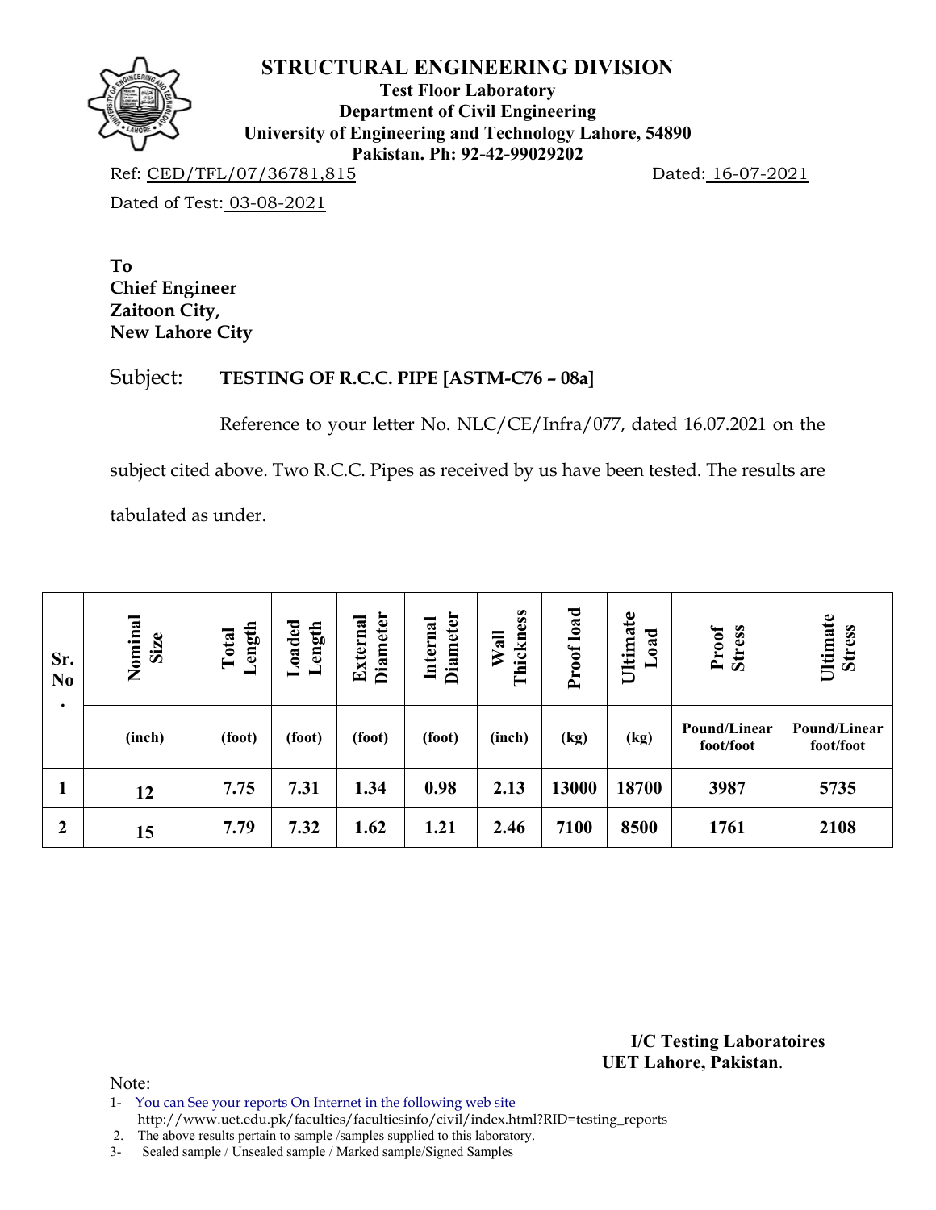# STRUCTURAL ENGINEERING DIVISION

**Test Floor Laboratory**
**Department of Civil Engineering**
**University of Engineering and Technology Lahore, 54890**
**Pakistan. Ph: 92-42-99029202**

Ref: CED/TFL/07/36781,815 Dated: 16-07-2021

Dated of Test: 03-08-2021

**To**
**Chief Engineer**
**Zaitoon City,**
**New Lahore City**

Subject: **TESTING OF R.C.C. PIPE [ASTM-C76 – 08a]**

Reference to your letter No. NLC/CE/Infra/077, dated 16.07.2021 on the subject cited above. Two R.C.C. Pipes as received by us have been tested. The results are tabulated as under.

| Sr. No. | Nominal Size | Total Length | Loaded Length | External Diameter | Internal Diameter | Wall Thickness | Proof load | Ultimate Load | Proof Stress | Ultimate Stress |
|---|---|---|---|---|---|---|---|---|---|---|
| | (inch) | (foot) | (foot) | (foot) | (foot) | (inch) | (kg) | (kg) | Pound/Linear foot/foot | Pound/Linear foot/foot |
| 1 | 12 | 7.75 | 7.31 | 1.34 | 0.98 | 2.13 | 13000 | 18700 | 3987 | 5735 |
| 2 | 15 | 7.79 | 7.32 | 1.62 | 1.21 | 2.46 | 7100 | 8500 | 1761 | 2108 |

**I/C Testing Laboratoires**
**UET Lahore, Pakistan**.

Note:

1- You can See your reports On Internet in the following web site
http://www.uet.edu.pk/faculties/facultiesinfo/civil/index.html?RID=testing_reports
2. The above results pertain to sample /samples supplied to this laboratory.
3- Sealed sample / Unsealed sample / Marked sample/Signed Samples